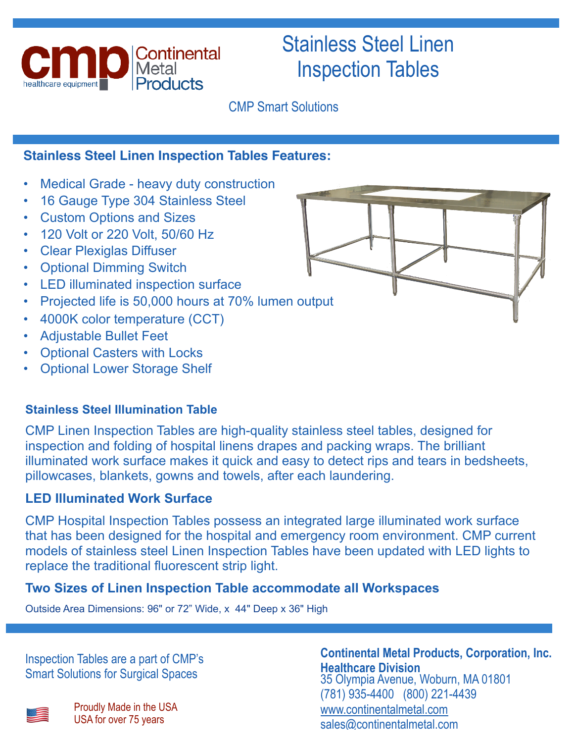cmp healthcare equipment | Continental Metal Products

# Stainless Steel Linen Inspection Tables

CMP Smart Solutions

## Stainless Steel Linen Inspection Tables Features:

- Medical Grade - heavy duty construction
- 16 Gauge Type 304 Stainless Steel
- Custom Options and Sizes
- 120 Volt or 220 Volt, 50/60 Hz
- Clear Plexiglas Diffuser
- Optional Dimming Switch
- LED illuminated inspection surface
- Projected life is 50,000 hours at 70% lumen output
- 4000K color temperature (CCT)
- Adjustable Bullet Feet
- Optional Casters with Locks
- Optional Lower Storage Shelf

### Stainless Steel Illumination Table

CMP Linen Inspection Tables are high-quality stainless steel tables, designed for inspection and folding of hospital linens drapes and packing wraps. The brilliant illuminated work surface makes it quick and easy to detect rips and tears in bedsheets, pillowcases, blankets, gowns and towels, after each laundering.

### LED Illuminated Work Surface

CMP Hospital Inspection Tables possess an integrated large illuminated work surface that has been designed for the hospital and emergency room environment. CMP current models of stainless steel Linen Inspection Tables have been updated with LED lights to replace the traditional fluorescent strip light.

### Two Sizes of Linen Inspection Table accommodate all Workspaces

Outside Area Dimensions: 96" or 72" Wide, x 44" Deep x 36" High

Inspection Tables are a part of CMP's Smart Solutions for Surgical Spaces

Proudly Made in the USA
USA for over 75 years

**Continental Metal Products, Corporation, Inc.**
**Healthcare Division**
35 Olympia Avenue, Woburn, MA 01801
(781) 935-4400 (800) 221-4439
www.continentalmetal.com
sales@continentalmetal.com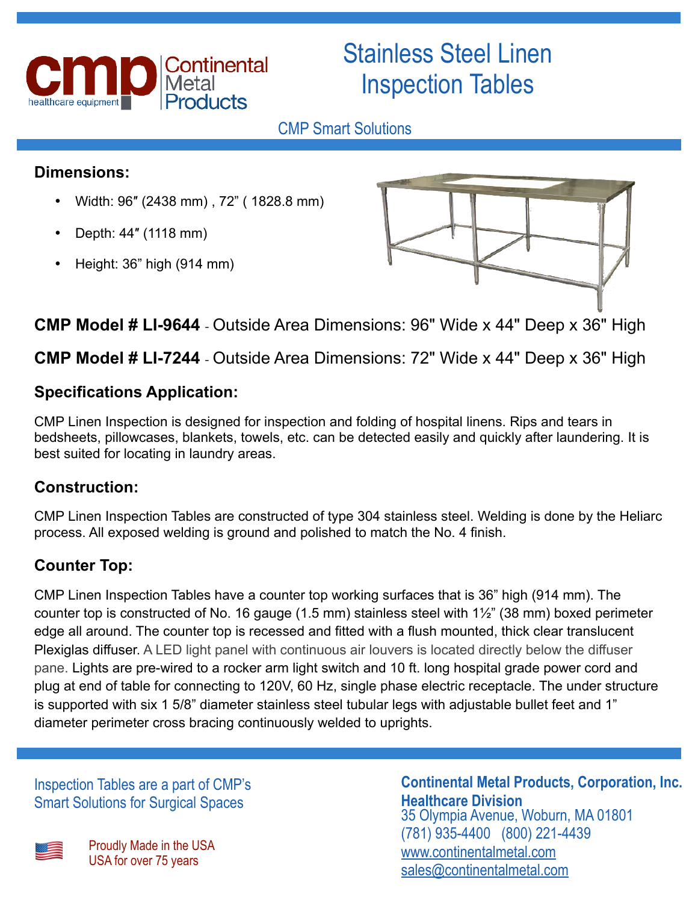Continental Metal Products

healthcare equipment

# Stainless Steel Linen Inspection Tables

CMP Smart Solutions

## Dimensions:

- Width: 96″ (2438 mm) , 72” ( 1828.8 mm)
- Depth: 44″ (1118 mm)
- Height: 36” high (914 mm)

**CMP Model # LI-9644** - Outside Area Dimensions: 96" Wide x 44" Deep x 36" High

**CMP Model # LI-7244** - Outside Area Dimensions: 72" Wide x 44" Deep x 36" High

## Specifications Application:

CMP Linen Inspection is designed for inspection and folding of hospital linens. Rips and tears in bedsheets, pillowcases, blankets, towels, etc. can be detected easily and quickly after laundering. It is best suited for locating in laundry areas.

## Construction:

CMP Linen Inspection Tables are constructed of type 304 stainless steel. Welding is done by the Heliarc process. All exposed welding is ground and polished to match the No. 4 finish.

## Counter Top:

CMP Linen Inspection Tables have a counter top working surfaces that is 36” high (914 mm). The counter top is constructed of No. 16 gauge (1.5 mm) stainless steel with 1½” (38 mm) boxed perimeter edge all around. The counter top is recessed and fitted with a flush mounted, thick clear translucent Plexiglas diffuser. A LED light panel with continuous air louvers is located directly below the diffuser pane. Lights are pre-wired to a rocker arm light switch and 10 ft. long hospital grade power cord and plug at end of table for connecting to 120V, 60 Hz, single phase electric receptacle. The under structure is supported with six 1 5/8” diameter stainless steel tubular legs with adjustable bullet feet and 1” diameter perimeter cross bracing continuously welded to uprights.

Inspection Tables are a part of CMP’s Smart Solutions for Surgical Spaces

Proudly Made in the USA
USA for over 75 years

**Continental Metal Products, Corporation, Inc.**
**Healthcare Division**
35 Olympia Avenue, Woburn, MA 01801
(781) 935-4400 (800) 221-4439
www.continentalmetal.com
sales@continentalmetal.com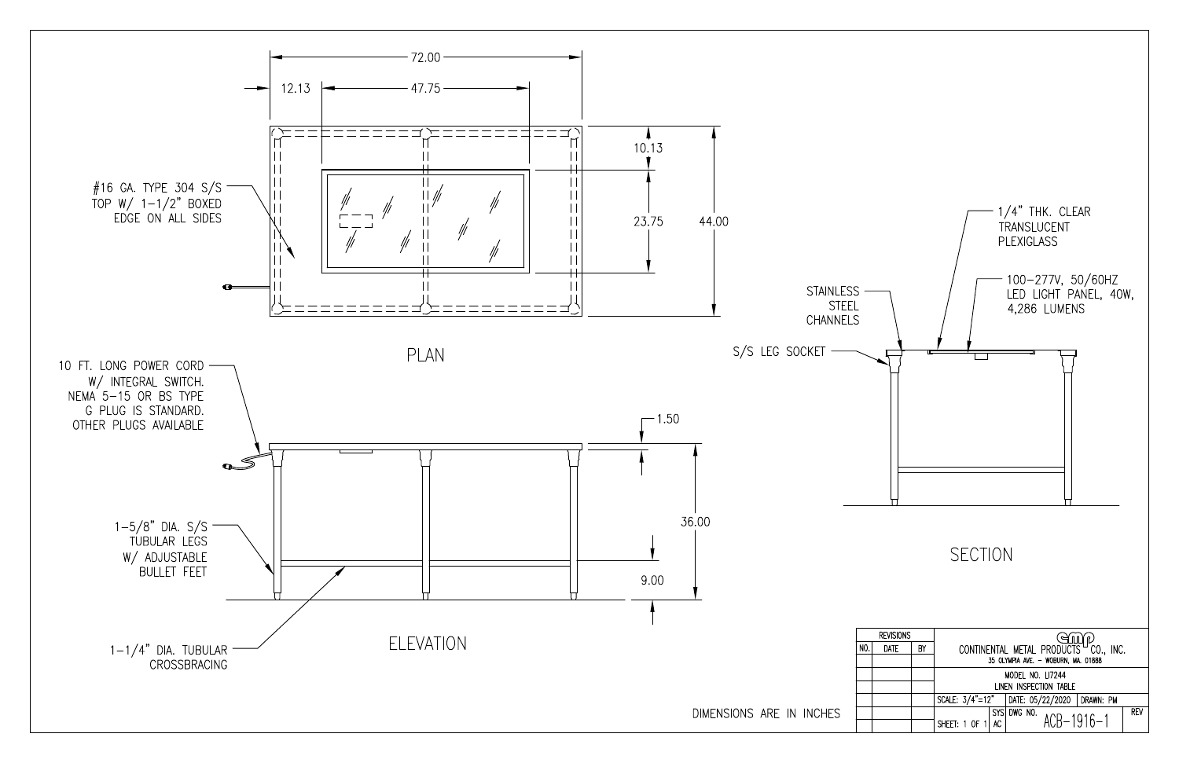## PLAN

72.00

12.13

47.75

10.13

23.75

44.00

#16 GA. TYPE 304 S/S TOP W/ 1-1/2" BOXED EDGE ON ALL SIDES

## ELEVATION

10 FT. LONG POWER CORD W/ INTEGRAL SWITCH. NEMA 5-15 OR BS TYPE G PLUG IS STANDARD. OTHER PLUGS AVAILABLE

1.50

36.00

9.00

1-5/8" DIA. S/S TUBULAR LEGS W/ ADJUSTABLE BULLET FEET

1-1/4" DIA. TUBULAR CROSSBRACING

## SECTION

1/4" THK. CLEAR TRANSLUCENT PLEXIGLASS

100-277V, 50/60HZ LED LIGHT PANEL, 40W, 4,286 LUMENS

STAINLESS STEEL CHANNELS

S/S LEG SOCKET

DIMENSIONS ARE IN INCHES

| REVISIONS | | | |
|---|---|---|---|
| NO. | DATE | BY | CONTINENTAL METAL PRODUCTS CO., INC. 35 OLYMPIA AVE. - WOBURN, MA. 01888 |
| | | | MODEL NO. LI7244 LINEN INSPECTION TABLE |
| | | | SCALE: 3/4"=12" \| DATE: 05/22/2020 \| DRAWN: PM |
| | | | SHEET: 1 OF 1 \| SYS AC \| DWG NO. ACB-1916-1 \| REV |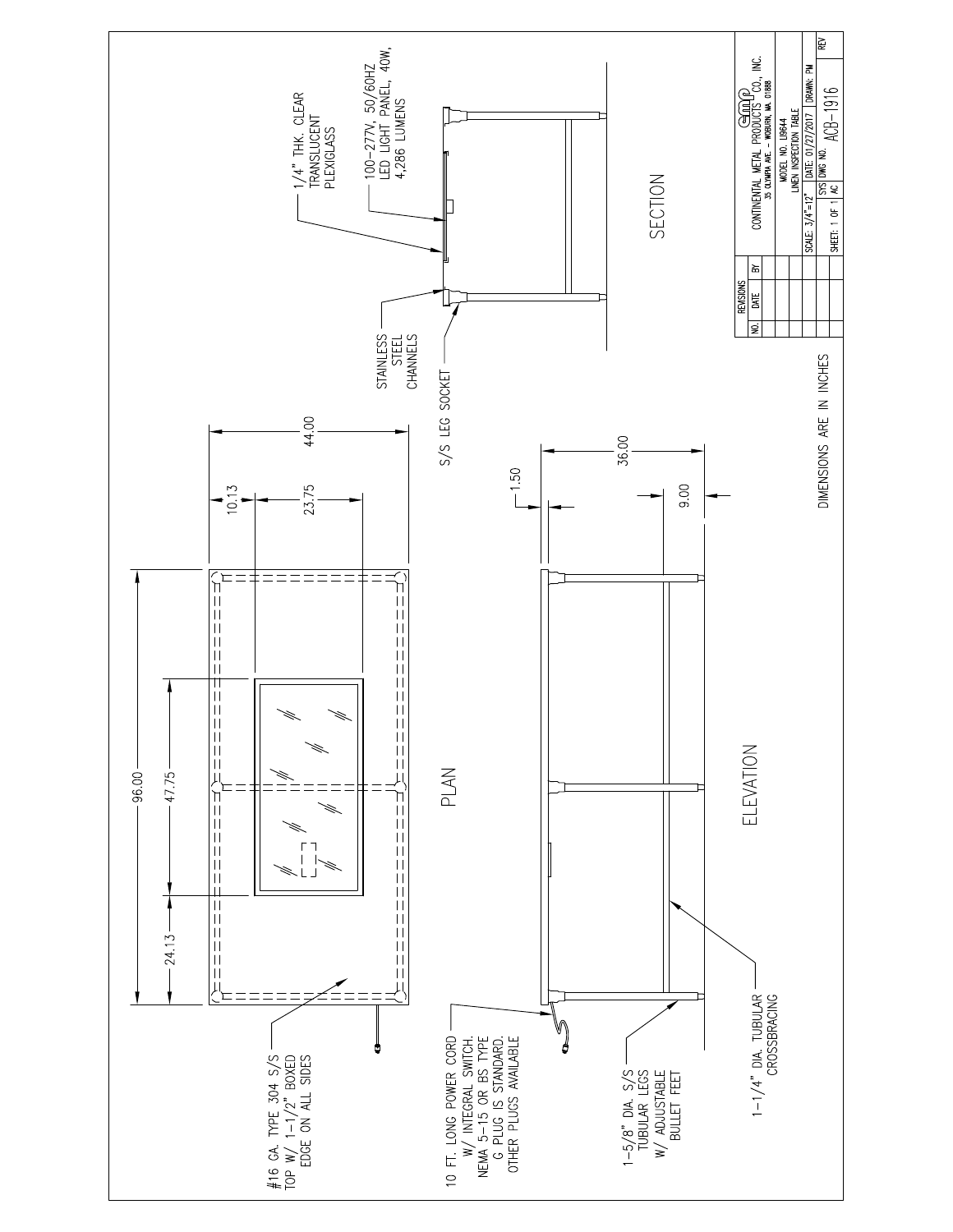#16 GA. TYPE 304 S/S TOP W/ 1-1/2" BOXED EDGE ON ALL SIDES

10 FT. LONG POWER CORD W/ INTEGRAL SWITCH. NEMA 5-15 OR BS TYPE G PLUG IS STANDARD. OTHER PLUGS AVAILABLE

1-5/8" DIA. S/S TUBULAR LEGS W/ ADJUSTABLE BULLET FEET

1-1/4" DIA. TUBULAR CROSSBRACING

PLAN

96.00

24.13

47.75

10.13

23.75

44.00

ELEVATION

1.50

36.00

9.00

S/S LEG SOCKET

STAINLESS STEEL CHANNELS

1/4" THK. CLEAR TRANSLUCENT PLEXIGLASS

100-277V, 50/60HZ LED LIGHT PANEL, 40W, 4,286 LUMENS

SECTION

DIMENSIONS ARE IN INCHES

| REVISIONS | | |
|---|---|---|
| NO. | DATE | BY |

CONTINENTAL METAL PRODUCTS CO., INC.
35 OLYMPIA AVE. - WOBURN, MA 01888

MODEL NO. LI9644
LINEN INSPECTION TABLE

| | | |
|---|---|---|
| SCALE: 3/4"=12" | DATE: 01/27/2017 | DRAWN: PM |
| SHEET: 1 OF 1 | SYS AC | DWG NO. ACB-1916 |

REV